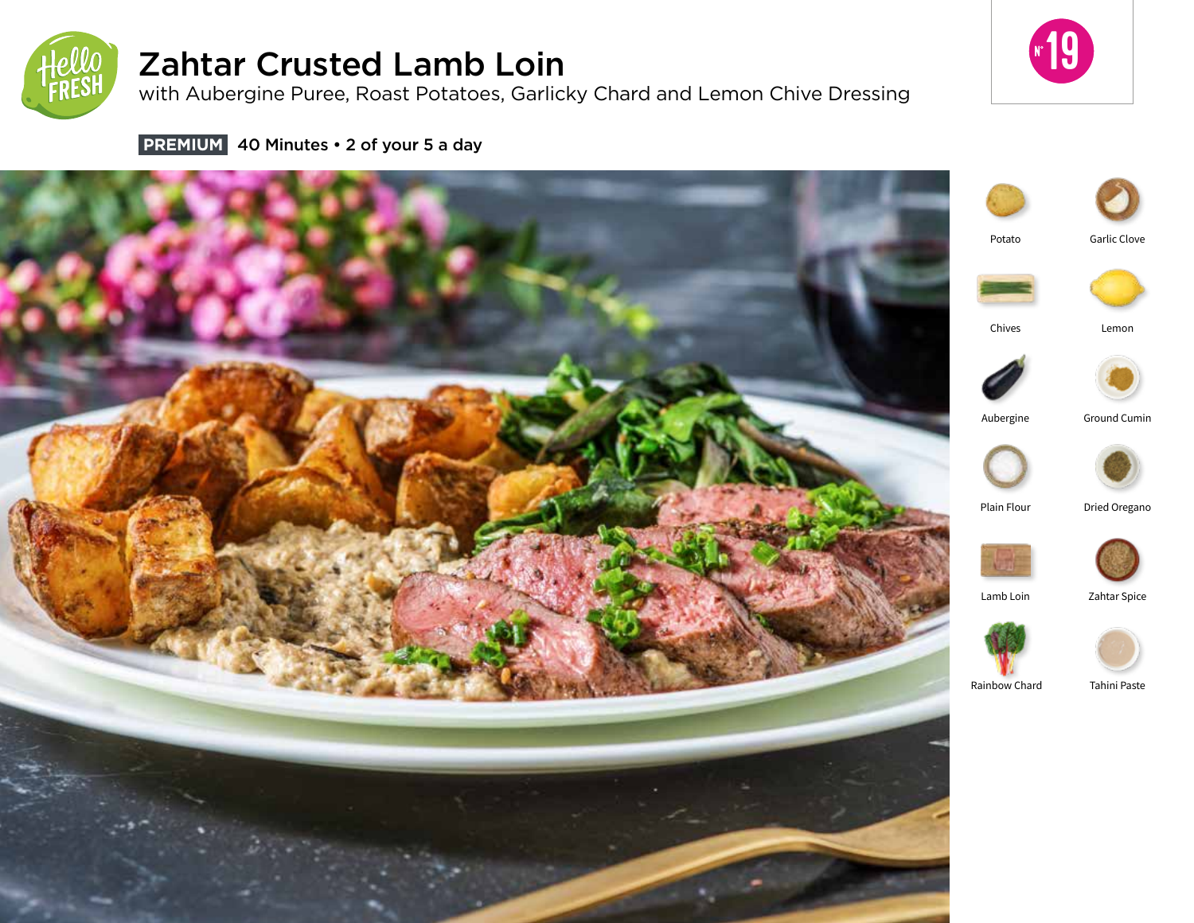# Zahtar Crusted Lamb Loin

with Aubergine Puree, Roast Potatoes, Garlicky Chard and Lemon Chive Dressing

**PREMIUM** 40 Minutes • 2 of your 5 a day

N° 19

- Potato
- Garlic Clove
- Chives
- Lemon
- Aubergine
- Ground Cumin
- Plain Flour
- Dried Oregano
- Lamb Loin
- Zahtar Spice
- Rainbow Chard
- Tahini Paste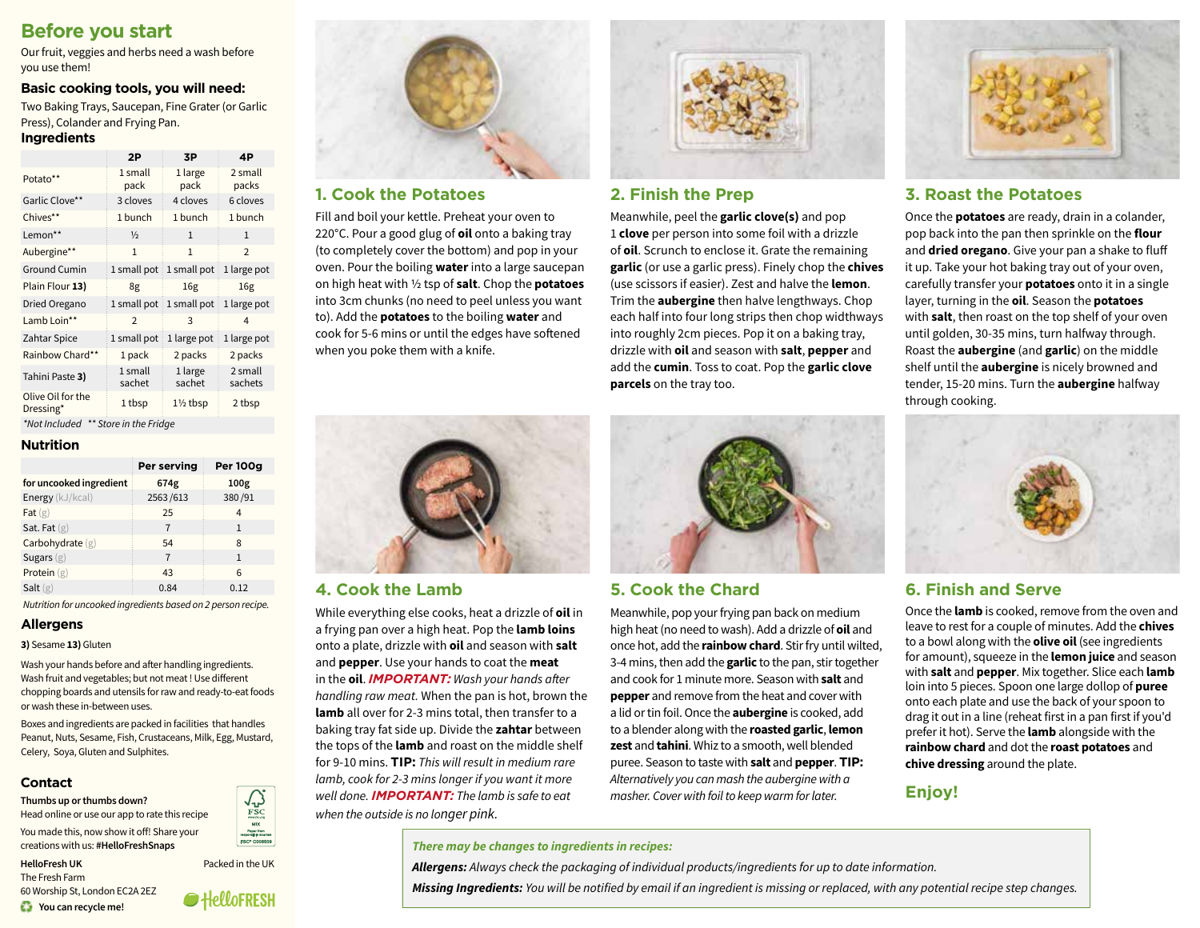## Before you start

Our fruit, veggies and herbs need a wash before you use them!

### Basic cooking tools, you will need:

Two Baking Trays, Saucepan, Fine Grater (or Garlic Press), Colander and Frying Pan.

### Ingredients

| | 2P | 3P | 4P |
|---|---|---|---|
| Potato** | 1 small pack | 1 large pack | 2 small packs |
| Garlic Clove** | 3 cloves | 4 cloves | 6 cloves |
| Chives** | 1 bunch | 1 bunch | 1 bunch |
| Lemon** | ½ | 1 | 1 |
| Aubergine** | 1 | 1 | 2 |
| Ground Cumin | 1 small pot | 1 small pot | 1 large pot |
| Plain Flour 13) | 8g | 16g | 16g |
| Dried Oregano | 1 small pot | 1 small pot | 1 large pot |
| Lamb Loin** | 2 | 3 | 4 |
| Zahtar Spice | 1 small pot | 1 large pot | 1 large pot |
| Rainbow Chard** | 1 pack | 2 packs | 2 packs |
| Tahini Paste 3) | 1 small sachet | 1 large sachet | 2 small sachets |
| Olive Oil for the Dressing* | 1 tbsp | 1½ tbsp | 2 tbsp |

*Not Included ** Store in the Fridge*

### Nutrition

| | Per serving | Per 100g |
|---|---|---|
| for uncooked ingredient | 674g | 100g |
| Energy (kJ/kcal) | 2563 /613 | 380 /91 |
| Fat (g) | 25 | 4 |
| Sat. Fat (g) | 7 | 1 |
| Carbohydrate (g) | 54 | 8 |
| Sugars (g) | 7 | 1 |
| Protein (g) | 43 | 6 |
| Salt (g) | 0.84 | 0.12 |

*Nutrition for uncooked ingredients based on 2 person recipe.*

### Allergens

**3)** Sesame **13)** Gluten

Wash your hands before and after handling ingredients. Wash fruit and vegetables; but not meat ! Use different chopping boards and utensils for raw and ready-to-eat foods or wash these in-between uses.

Boxes and ingredients are packed in facilities that handles Peanut, Nuts, Sesame, Fish, Crustaceans, Milk, Egg, Mustard, Celery, Soya, Gluten and Sulphites.

### Contact

**Thumbs up or thumbs down?**
Head online or use our app to rate this recipe

You made this, now show it off! Share your creations with us: **#HelloFreshSnaps**

**HelloFresh UK**
The Fresh Farm
60 Worship St, London EC2A 2EZ

Packed in the UK

**You can recycle me!**

## 1. Cook the Potatoes

Fill and boil your kettle. Preheat your oven to 220°C. Pour a good glug of **oil** onto a baking tray (to completely cover the bottom) and pop in your oven. Pour the boiling **water** into a large saucepan on high heat with ½ tsp of **salt**. Chop the **potatoes** into 3cm chunks (no need to peel unless you want to). Add the **potatoes** to the boiling **water** and cook for 5-6 mins or until the edges have softened when you poke them with a knife.

## 2. Finish the Prep

Meanwhile, peel the **garlic clove(s)** and pop 1 **clove** per person into some foil with a drizzle of **oil**. Scrunch to enclose it. Grate the remaining **garlic** (or use a garlic press). Finely chop the **chives** (use scissors if easier). Zest and halve the **lemon**. Trim the **aubergine** then halve lengthways. Chop each half into four long strips then chop widthways into roughly 2cm pieces. Pop it on a baking tray, drizzle with **oil** and season with **salt**, **pepper** and add the **cumin**. Toss to coat. Pop the **garlic clove parcels** on the tray too.

## 3. Roast the Potatoes

Once the **potatoes** are ready, drain in a colander, pop back into the pan then sprinkle on the **flour** and **dried oregano**. Give your pan a shake to fluff it up. Take your hot baking tray out of your oven, carefully transfer your **potatoes** onto it in a single layer, turning in the **oil**. Season the **potatoes** with **salt**, then roast on the top shelf of your oven until golden, 30-35 mins, turn halfway through. Roast the **aubergine** (and **garlic**) on the middle shelf until the **aubergine** is nicely browned and tender, 15-20 mins. Turn the **aubergine** halfway through cooking.

## 4. Cook the Lamb

While everything else cooks, heat a drizzle of **oil** in a frying pan over a high heat. Pop the **lamb loins** onto a plate, drizzle with **oil** and season with **salt** and **pepper**. Use your hands to coat the **meat** in the **oil**. ***IMPORTANT:*** *Wash your hands after handling raw meat.* When the pan is hot, brown the **lamb** all over for 2-3 mins total, then transfer to a baking tray fat side up. Divide the **zahtar** between the tops of the **lamb** and roast on the middle shelf for 9-10 mins. **TIP:** *This will result in medium rare lamb, cook for 2-3 mins longer if you want it more well done.* ***IMPORTANT:*** *The lamb is safe to eat when the outside is no longer pink.*

## 5. Cook the Chard

Meanwhile, pop your frying pan back on medium high heat (no need to wash). Add a drizzle of **oil** and once hot, add the **rainbow chard**. Stir fry until wilted, 3-4 mins, then add the **garlic** to the pan, stir together and cook for 1 minute more. Season with **salt** and **pepper** and remove from the heat and cover with a lid or tin foil. Once the **aubergine** is cooked, add to a blender along with the **roasted garlic**, **lemon zest** and **tahini**. Whiz to a smooth, well blended puree. Season to taste with **salt** and **pepper**. **TIP:** *Alternatively you can mash the aubergine with a masher. Cover with foil to keep warm for later.*

## 6. Finish and Serve

Once the **lamb** is cooked, remove from the oven and leave to rest for a couple of minutes. Add the **chives** to a bowl along with the **olive oil** (see ingredients for amount), squeeze in the **lemon juice** and season with **salt** and **pepper**. Mix together. Slice each **lamb** loin into 5 pieces. Spoon one large dollop of **puree** onto each plate and use the back of your spoon to drag it out in a line (reheat first in a pan first if you'd prefer it hot). Serve the **lamb** alongside with the **rainbow chard** and dot the **roast potatoes** and **chive dressing** around the plate.

**Enjoy!**

***There may be changes to ingredients in recipes:***

***Allergens:*** *Always check the packaging of individual products/ingredients for up to date information.*

***Missing Ingredients:*** *You will be notified by email if an ingredient is missing or replaced, with any potential recipe step changes.*